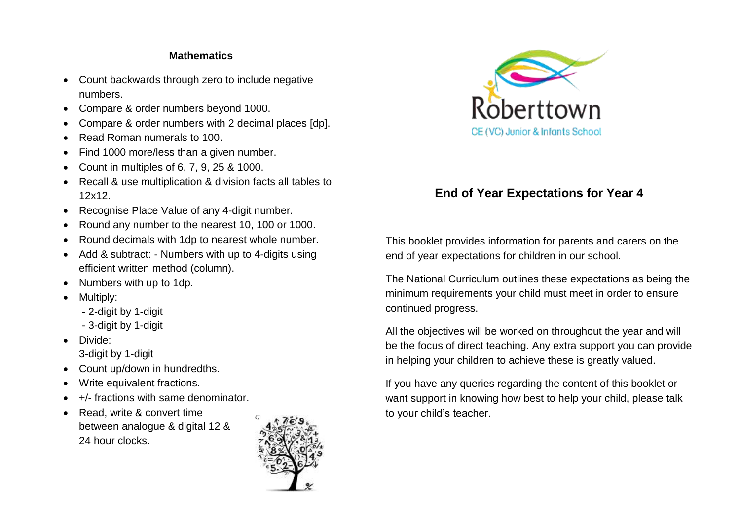## Mathematics

- Count backwards through zero to include negative numbers.
- Compare & order numbers beyond 1000.
- Compare & order numbers with 2 decimal places [dp].
- Read Roman numerals to 100.
- Find 1000 more/less than a given number.
- Count in multiples of 6, 7, 9, 25 & 1000.
- Recall & use multiplication & division facts all tables to 12x12.
- Recognise Place Value of any 4-digit number.
- Round any number to the nearest 10, 100 or 1000.
- Round decimals with 1dp to nearest whole number.
- Add & subtract: - Numbers with up to 4-digits using efficient written method (column).
- Numbers with up to 1dp.
- Multiply:
  - 2-digit by 1-digit
  - 3-digit by 1-digit
- Divide:
  3-digit by 1-digit
- Count up/down in hundredths.
- Write equivalent fractions.
- +/- fractions with same denominator.
- Read, write & convert time between analogue & digital 12 & 24 hour clocks.

Roberttown

CE (VC) Junior & Infants School

## End of Year Expectations for Year 4

This booklet provides information for parents and carers on the end of year expectations for children in our school.

The National Curriculum outlines these expectations as being the minimum requirements your child must meet in order to ensure continued progress.

All the objectives will be worked on throughout the year and will be the focus of direct teaching. Any extra support you can provide in helping your children to achieve these is greatly valued.

If you have any queries regarding the content of this booklet or want support in knowing how best to help your child, please talk to your child's teacher.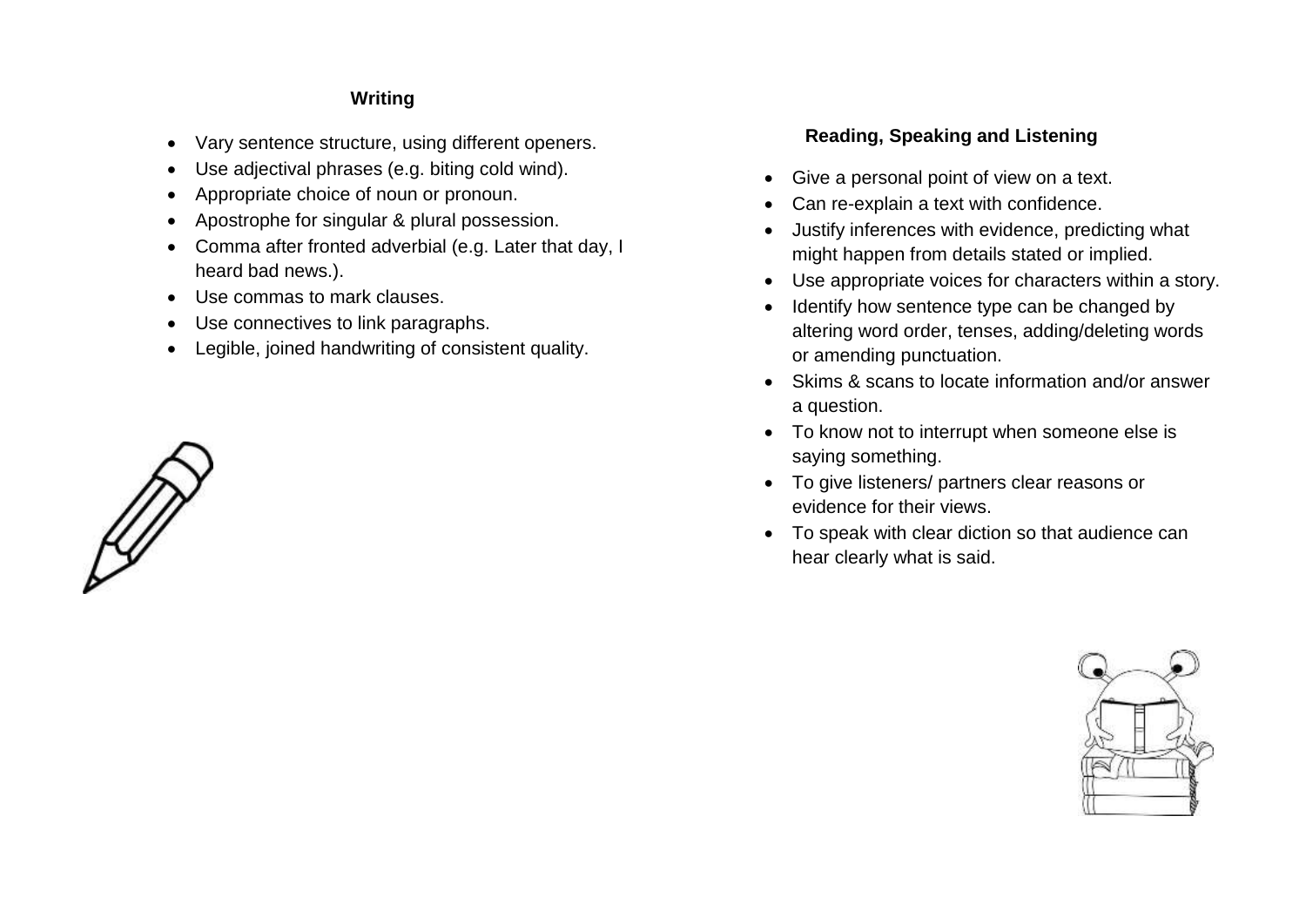## Writing

- Vary sentence structure, using different openers.
- Use adjectival phrases (e.g. biting cold wind).
- Appropriate choice of noun or pronoun.
- Apostrophe for singular & plural possession.
- Comma after fronted adverbial (e.g. Later that day, I heard bad news.).
- Use commas to mark clauses.
- Use connectives to link paragraphs.
- Legible, joined handwriting of consistent quality.

## Reading, Speaking and Listening

- Give a personal point of view on a text.
- Can re-explain a text with confidence.
- Justify inferences with evidence, predicting what might happen from details stated or implied.
- Use appropriate voices for characters within a story.
- Identify how sentence type can be changed by altering word order, tenses, adding/deleting words or amending punctuation.
- Skims & scans to locate information and/or answer a question.
- To know not to interrupt when someone else is saying something.
- To give listeners/ partners clear reasons or evidence for their views.
- To speak with clear diction so that audience can hear clearly what is said.